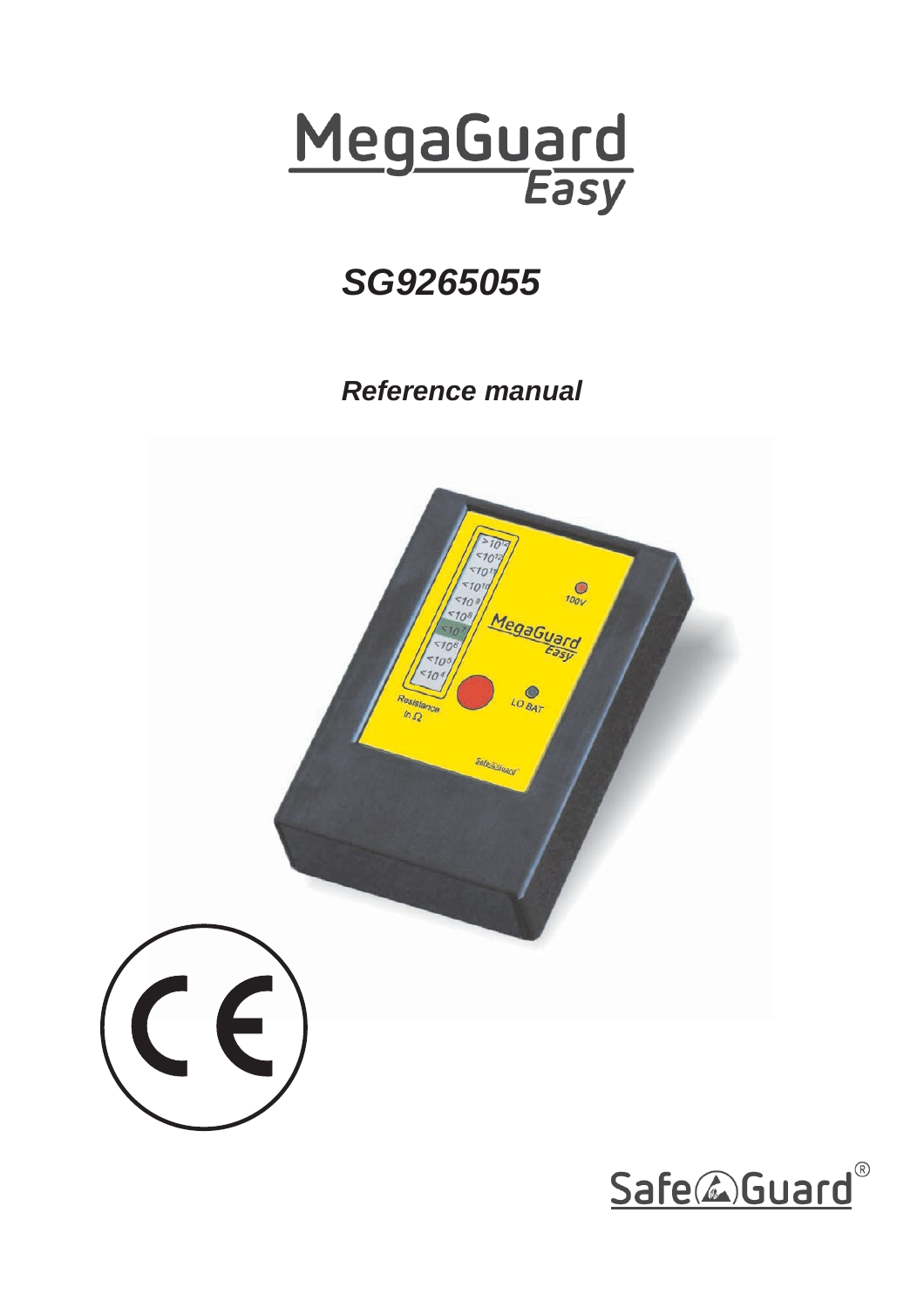# MegaGuard Easy

## *SG9265055*

### *Reference manual*

Safe Guard®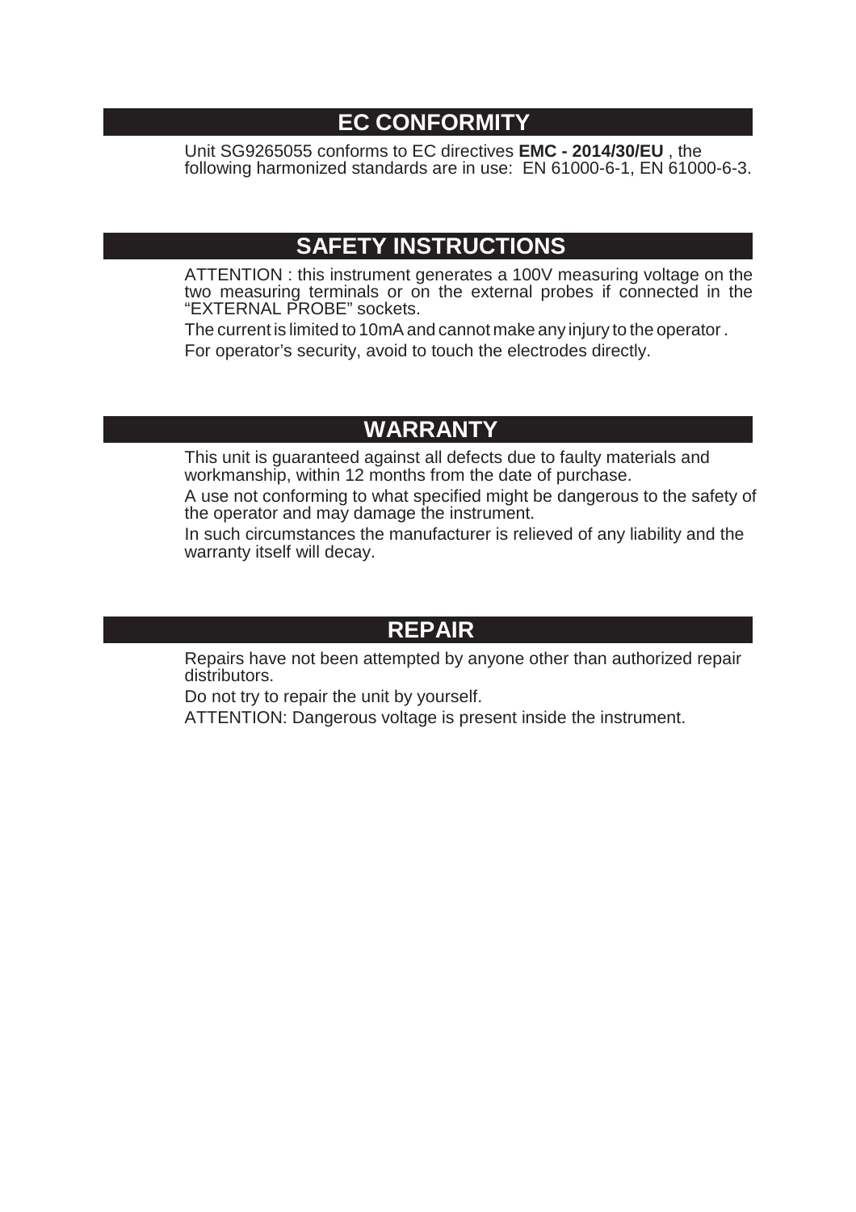## EC CONFORMITY

Unit SG9265055 conforms to EC directives **EMC - 2014/30/EU** , the following harmonized standards are in use: EN 61000-6-1, EN 61000-6-3.

## SAFETY INSTRUCTIONS

ATTENTION : this instrument generates a 100V measuring voltage on the two measuring terminals or on the external probes if connected in the "EXTERNAL PROBE" sockets.

The current is limited to 10mA and cannot make any injury to the operator .

For operator's security, avoid to touch the electrodes directly.

## WARRANTY

This unit is guaranteed against all defects due to faulty materials and workmanship, within 12 months from the date of purchase.

A use not conforming to what specified might be dangerous to the safety of the operator and may damage the instrument.

In such circumstances the manufacturer is relieved of any liability and the warranty itself will decay.

## REPAIR

Repairs have not been attempted by anyone other than authorized repair distributors.

Do not try to repair the unit by yourself.

ATTENTION: Dangerous voltage is present inside the instrument.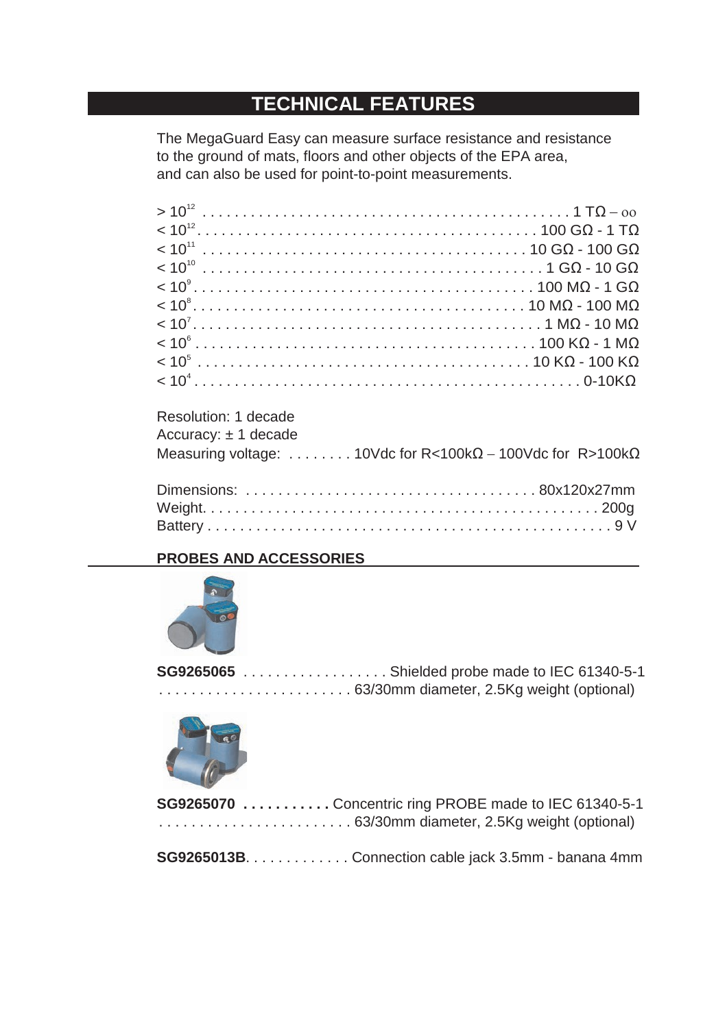# TECHNICAL FEATURES

The MegaGuard Easy can measure surface resistance and resistance to the ground of mats, floors and other objects of the EPA area, and can also be used for point-to-point measurements.

| | |
|---|---|
| $> 10^{12}$ | 1 TΩ – oo |
| $< 10^{12}$ | 100 GΩ - 1 TΩ |
| $< 10^{11}$ | 10 GΩ - 100 GΩ |
| $< 10^{10}$ | 1 GΩ - 10 GΩ |
| $< 10^{9}$ | 100 MΩ - 1 GΩ |
| $< 10^{8}$ | 10 MΩ - 100 MΩ |
| $< 10^{7}$ | 1 MΩ - 10 MΩ |
| $< 10^{6}$ | 100 KΩ - 1 MΩ |
| $< 10^{5}$ | 10 KΩ - 100 KΩ |
| $< 10^{4}$ | 0-10KΩ |

Resolution: 1 decade
Accuracy: ± 1 decade
Measuring voltage: . . . . . . . . 10Vdc for R<100kΩ – 100Vdc for R>100kΩ

Dimensions: . . . . . . . . . . . . . . . . . . . . . . . . . . . . . . . . . . . 80x120x27mm
Weight. . . . . . . . . . . . . . . . . . . . . . . . . . . . . . . . . . . . . . . . . . . . . . . 200g
Battery . . . . . . . . . . . . . . . . . . . . . . . . . . . . . . . . . . . . . . . . . . . . . . . 9 V

## PROBES AND ACCESSORIES

**SG9265065** . . . . . . . . . . . . . . . . . . Shielded probe made to IEC 61340-5-1
. . . . . . . . . . . . . . . . . . . . . . . . 63/30mm diameter, 2.5Kg weight (optional)

**SG9265070 . . . . . . . . . . .** Concentric ring PROBE made to IEC 61340-5-1
. . . . . . . . . . . . . . . . . . . . . . . . 63/30mm diameter, 2.5Kg weight (optional)

**SG9265013B**. . . . . . . . . . . . . Connection cable jack 3.5mm - banana 4mm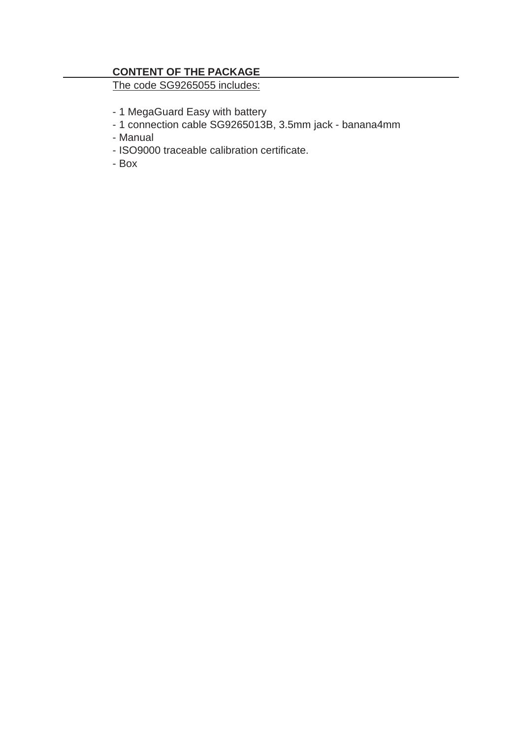## CONTENT OF THE PACKAGE

The code SG9265055 includes:

- 1 MegaGuard Easy with battery
- 1 connection cable SG9265013B, 3.5mm jack - banana4mm
- Manual
- ISO9000 traceable calibration certificate.
- Box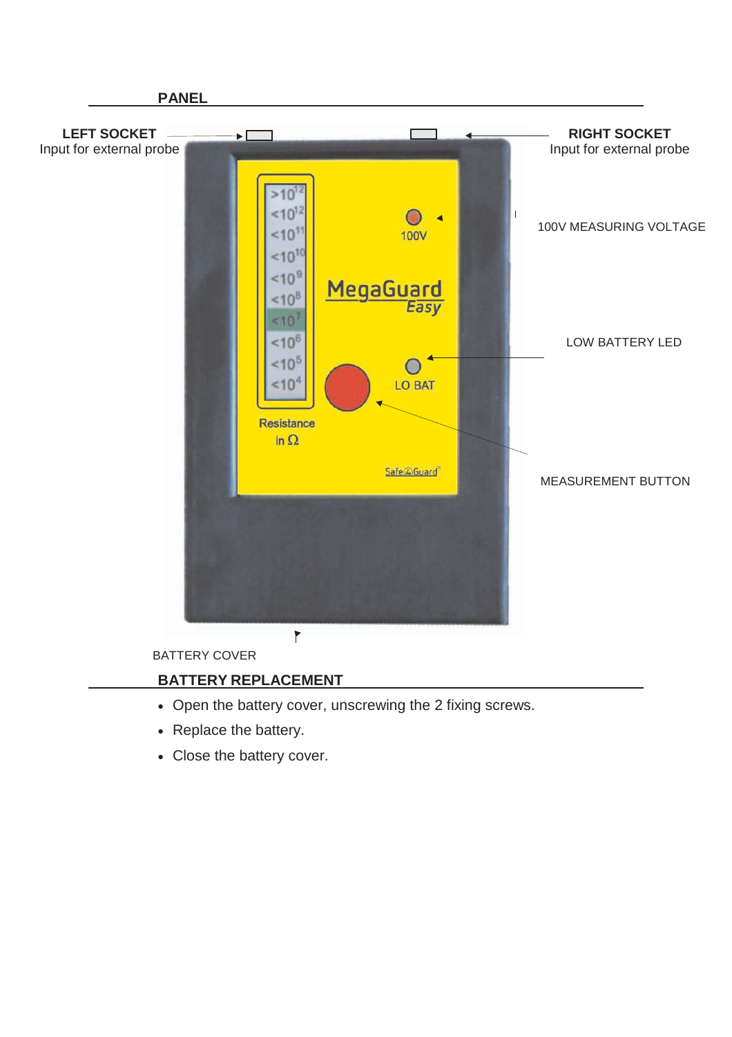## PANEL

**LEFT SOCKET**
Input for external probe

**RIGHT SOCKET**
Input for external probe

100V MEASURING VOLTAGE

LOW BATTERY LED

MEASUREMENT BUTTON

BATTERY COVER

## BATTERY REPLACEMENT

- Open the battery cover, unscrewing the 2 fixing screws.
- Replace the battery.
- Close the battery cover.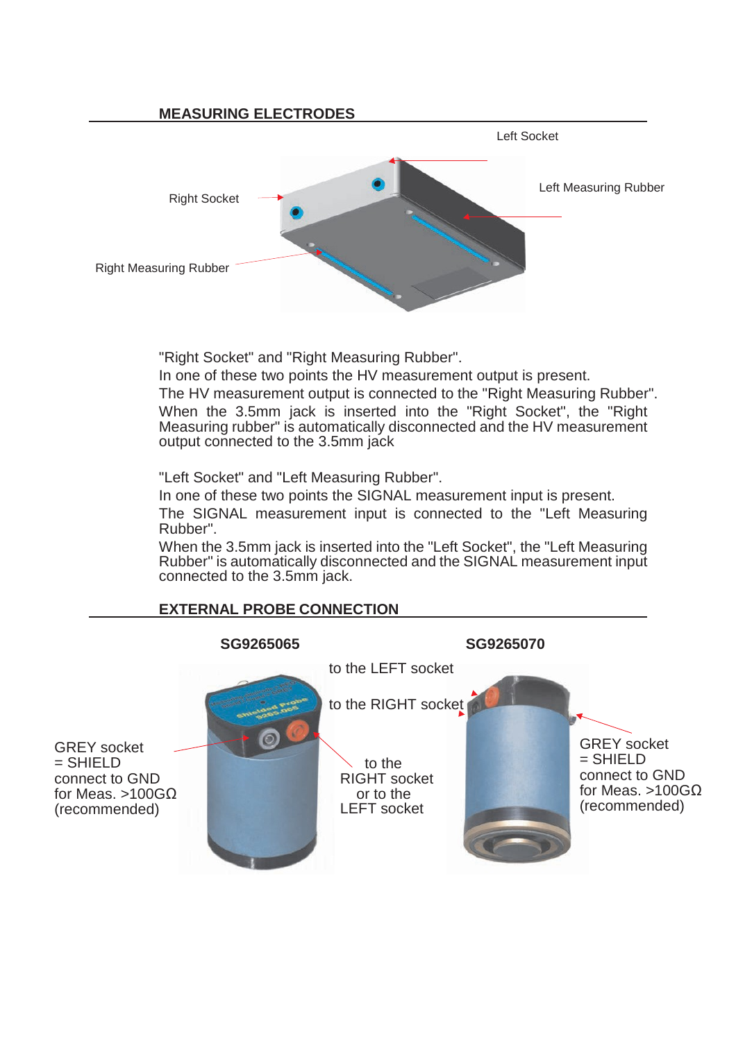## MEASURING ELECTRODES

Left Socket

Left Measuring Rubber

Right Socket

Right Measuring Rubber

"Right Socket" and "Right Measuring Rubber".
In one of these two points the HV measurement output is present.
The HV measurement output is connected to the "Right Measuring Rubber".
When the 3.5mm jack is inserted into the "Right Socket", the "Right Measuring rubber" is automatically disconnected and the HV measurement output connected to the 3.5mm jack

"Left Socket" and "Left Measuring Rubber".
In one of these two points the SIGNAL measurement input is present.
The SIGNAL measurement input is connected to the "Left Measuring Rubber".
When the 3.5mm jack is inserted into the "Left Socket", the "Left Measuring Rubber" is automatically disconnected and the SIGNAL measurement input connected to the 3.5mm jack.

## EXTERNAL PROBE CONNECTION

**SG9265065**

**SG9265070**

to the LEFT socket

to the RIGHT socket

GREY socket
= SHIELD
connect to GND
for Meas. >100GΩ
(recommended)

to the
RIGHT socket
or to the
LEFT socket

GREY socket
= SHIELD
connect to GND
for Meas. >100GΩ
(recommended)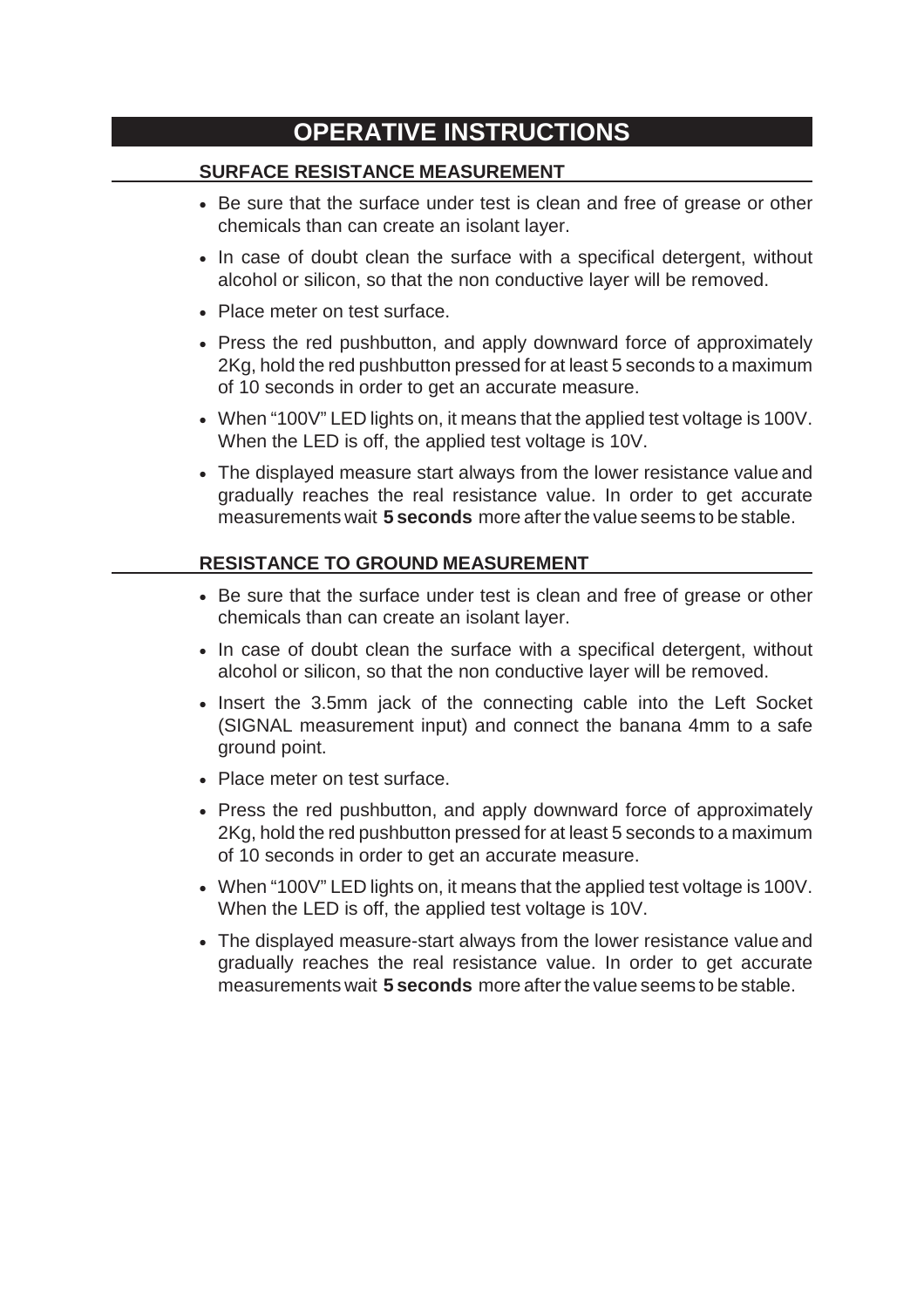# OPERATIVE INSTRUCTIONS

## SURFACE RESISTANCE MEASUREMENT

- Be sure that the surface under test is clean and free of grease or other chemicals than can create an isolant layer.
- In case of doubt clean the surface with a specifical detergent, without alcohol or silicon, so that the non conductive layer will be removed.
- Place meter on test surface.
- Press the red pushbutton, and apply downward force of approximately 2Kg, hold the red pushbutton pressed for at least 5 seconds to a maximum of 10 seconds in order to get an accurate measure.
- When "100V" LED lights on, it means that the applied test voltage is 100V. When the LED is off, the applied test voltage is 10V.
- The displayed measure start always from the lower resistance value and gradually reaches the real resistance value. In order to get accurate measurements wait **5 seconds** more after the value seems to be stable.

## RESISTANCE TO GROUND MEASUREMENT

- Be sure that the surface under test is clean and free of grease or other chemicals than can create an isolant layer.
- In case of doubt clean the surface with a specifical detergent, without alcohol or silicon, so that the non conductive layer will be removed.
- Insert the 3.5mm jack of the connecting cable into the Left Socket (SIGNAL measurement input) and connect the banana 4mm to a safe ground point.
- Place meter on test surface.
- Press the red pushbutton, and apply downward force of approximately 2Kg, hold the red pushbutton pressed for at least 5 seconds to a maximum of 10 seconds in order to get an accurate measure.
- When "100V" LED lights on, it means that the applied test voltage is 100V. When the LED is off, the applied test voltage is 10V.
- The displayed measure-start always from the lower resistance value and gradually reaches the real resistance value. In order to get accurate measurements wait **5 seconds** more after the value seems to be stable.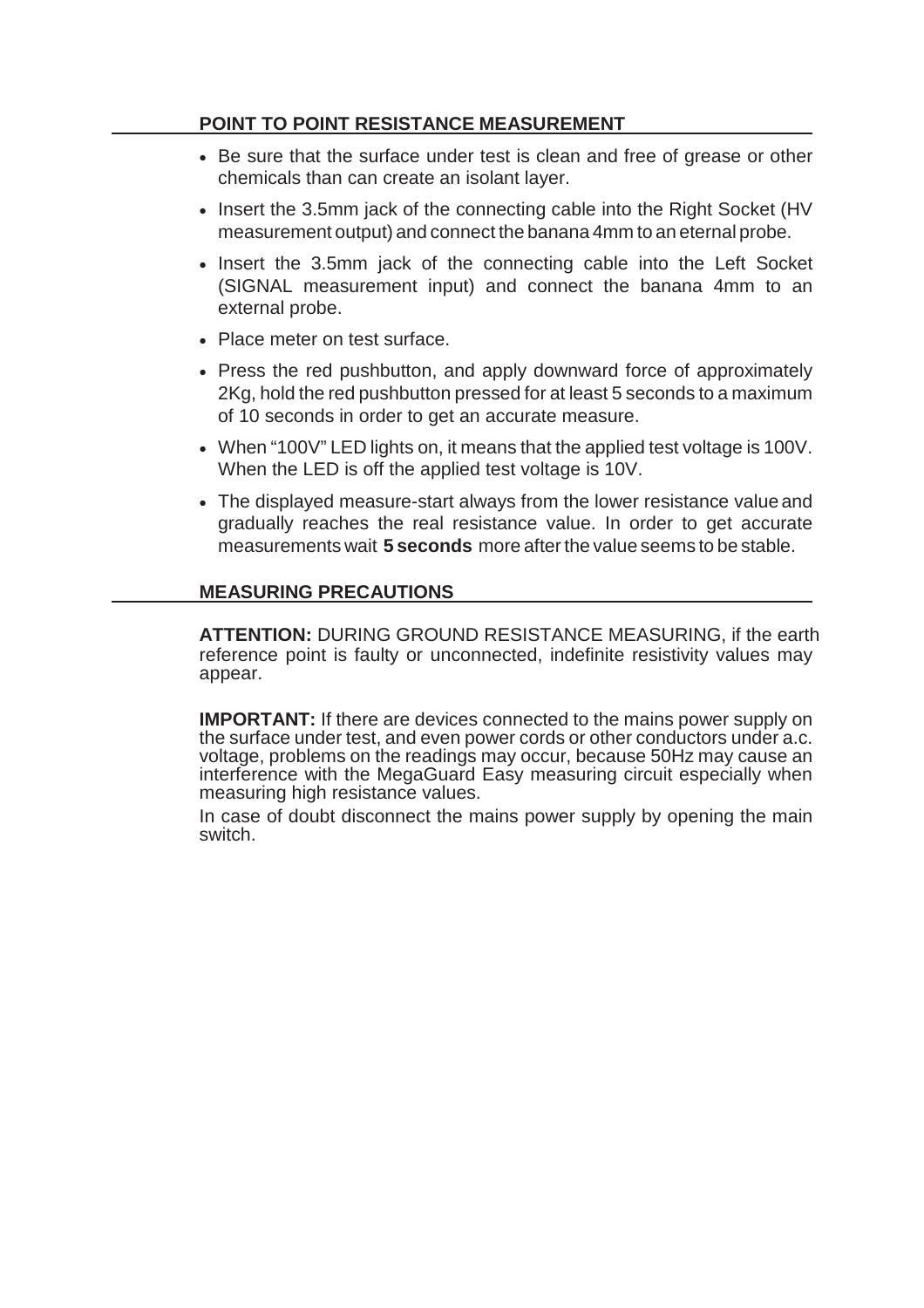## POINT TO POINT RESISTANCE MEASUREMENT

- Be sure that the surface under test is clean and free of grease or other chemicals than can create an isolant layer.
- Insert the 3.5mm jack of the connecting cable into the Right Socket (HV measurement output) and connect the banana 4mm to an eternal probe.
- Insert the 3.5mm jack of the connecting cable into the Left Socket (SIGNAL measurement input) and connect the banana 4mm to an external probe.
- Place meter on test surface.
- Press the red pushbutton, and apply downward force of approximately 2Kg, hold the red pushbutton pressed for at least 5 seconds to a maximum of 10 seconds in order to get an accurate measure.
- When "100V" LED lights on, it means that the applied test voltage is 100V. When the LED is off the applied test voltage is 10V.
- The displayed measure-start always from the lower resistance value and gradually reaches the real resistance value. In order to get accurate measurements wait **5 seconds** more after the value seems to be stable.

## MEASURING PRECAUTIONS

**ATTENTION:** DURING GROUND RESISTANCE MEASURING, if the earth reference point is faulty or unconnected, indefinite resistivity values may appear.

**IMPORTANT:** If there are devices connected to the mains power supply on the surface under test, and even power cords or other conductors under a.c. voltage, problems on the readings may occur, because 50Hz may cause an interference with the MegaGuard Easy measuring circuit especially when measuring high resistance values.

In case of doubt disconnect the mains power supply by opening the main switch.